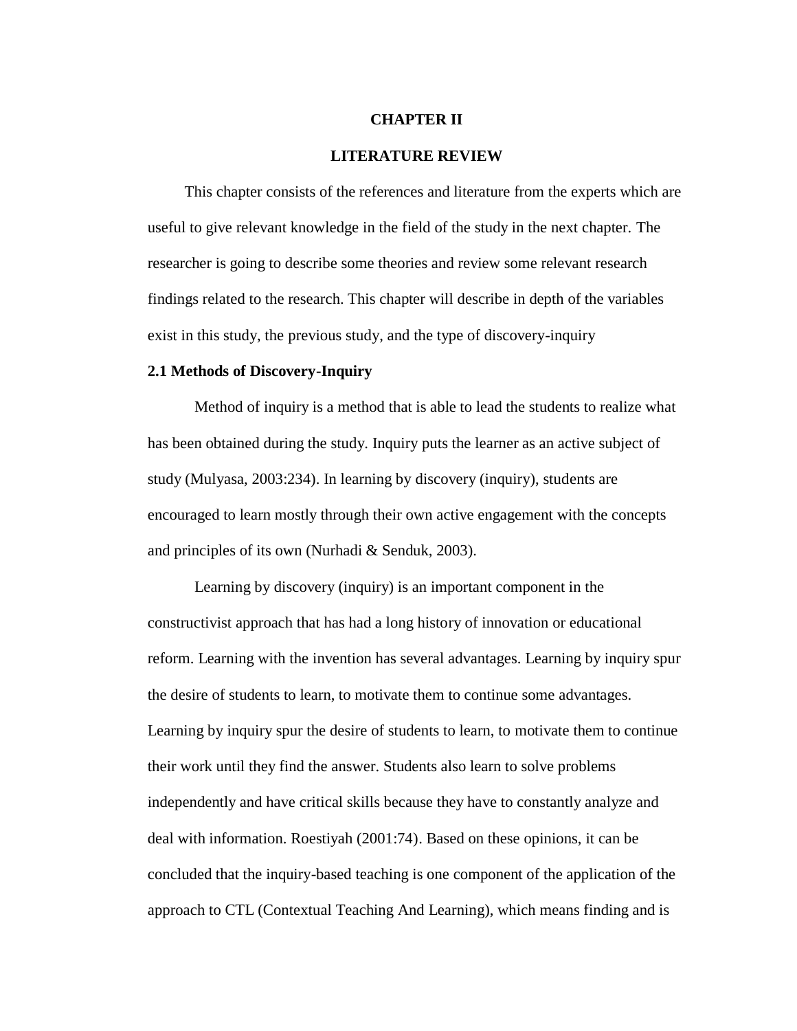# CHAPTER II

# LITERATURE REVIEW

This chapter consists of the references and literature from the experts which are useful to give relevant knowledge in the field of the study in the next chapter. The researcher is going to describe some theories and review some relevant research findings related to the research. This chapter will describe in depth of the variables exist in this study, the previous study, and the type of discovery-inquiry

## 2.1 Methods of Discovery-Inquiry

Method of inquiry is a method that is able to lead the students to realize what has been obtained during the study. Inquiry puts the learner as an active subject of study (Mulyasa, 2003:234). In learning by discovery (inquiry), students are encouraged to learn mostly through their own active engagement with the concepts and principles of its own (Nurhadi & Senduk, 2003).

Learning by discovery (inquiry) is an important component in the constructivist approach that has had a long history of innovation or educational reform. Learning with the invention has several advantages. Learning by inquiry spur the desire of students to learn, to motivate them to continue some advantages. Learning by inquiry spur the desire of students to learn, to motivate them to continue their work until they find the answer. Students also learn to solve problems independently and have critical skills because they have to constantly analyze and deal with information. Roestiyah (2001:74). Based on these opinions, it can be concluded that the inquiry-based teaching is one component of the application of the approach to CTL (Contextual Teaching And Learning), which means finding and is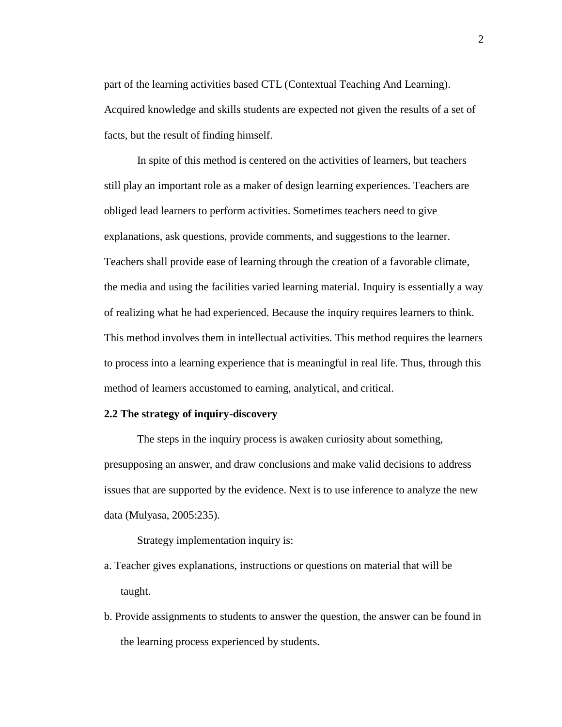part of the learning activities based CTL (Contextual Teaching And Learning). Acquired knowledge and skills students are expected not given the results of a set of facts, but the result of finding himself.

In spite of this method is centered on the activities of learners, but teachers still play an important role as a maker of design learning experiences. Teachers are obliged lead learners to perform activities. Sometimes teachers need to give explanations, ask questions, provide comments, and suggestions to the learner. Teachers shall provide ease of learning through the creation of a favorable climate, the media and using the facilities varied learning material. Inquiry is essentially a way of realizing what he had experienced. Because the inquiry requires learners to think. This method involves them in intellectual activities. This method requires the learners to process into a learning experience that is meaningful in real life. Thus, through this method of learners accustomed to earning, analytical, and critical.

**2.2 The strategy of inquiry-discovery**

The steps in the inquiry process is awaken curiosity about something, presupposing an answer, and draw conclusions and make valid decisions to address issues that are supported by the evidence. Next is to use inference to analyze the new data (Mulyasa, 2005:235).

Strategy implementation inquiry is:

a. Teacher gives explanations, instructions or questions on material that will be taught.

b. Provide assignments to students to answer the question, the answer can be found in the learning process experienced by students.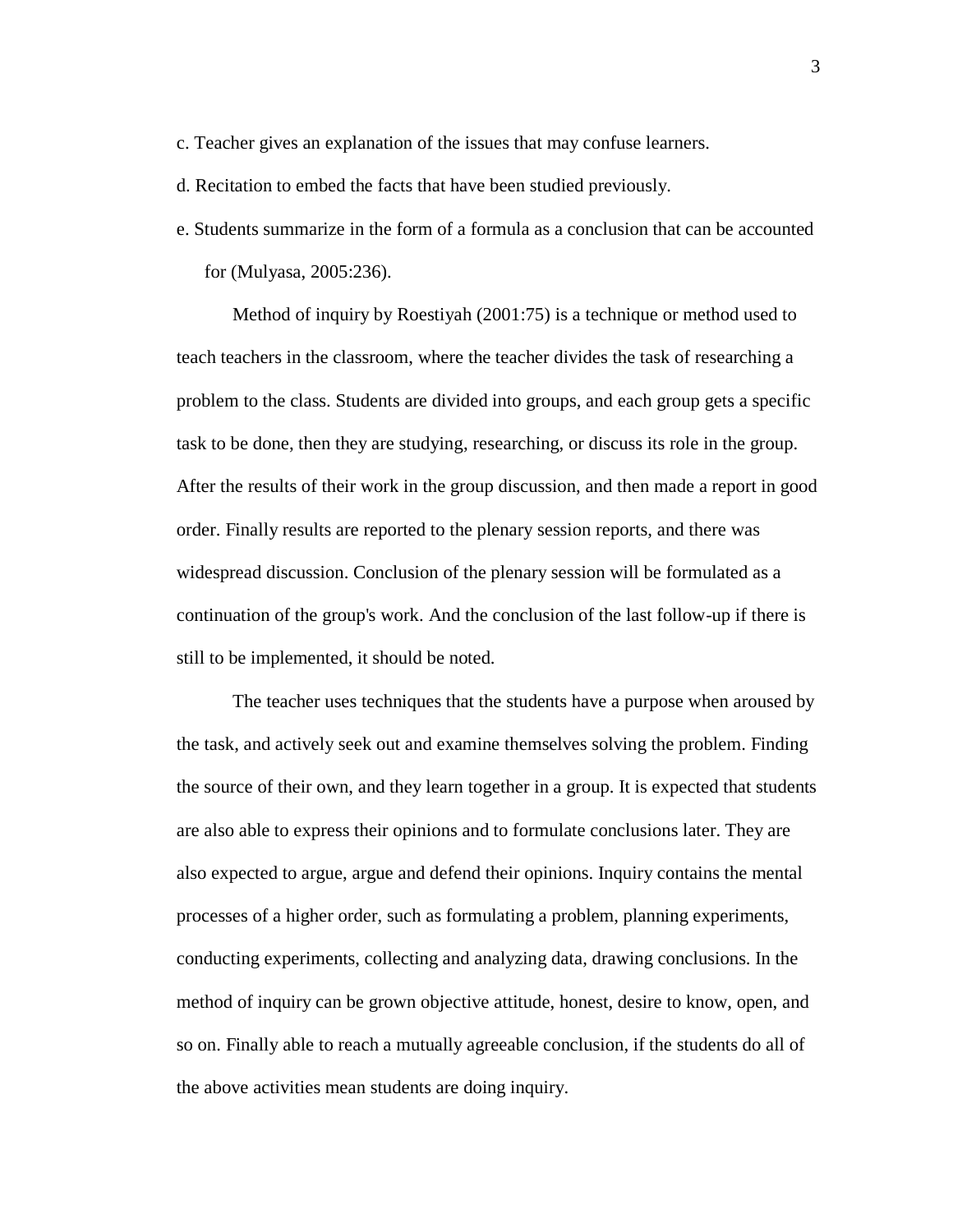c. Teacher gives an explanation of the issues that may confuse learners.

d. Recitation to embed the facts that have been studied previously.

e. Students summarize in the form of a formula as a conclusion that can be accounted for (Mulyasa, 2005:236).

Method of inquiry by Roestiyah (2001:75) is a technique or method used to teach teachers in the classroom, where the teacher divides the task of researching a problem to the class. Students are divided into groups, and each group gets a specific task to be done, then they are studying, researching, or discuss its role in the group. After the results of their work in the group discussion, and then made a report in good order. Finally results are reported to the plenary session reports, and there was widespread discussion. Conclusion of the plenary session will be formulated as a continuation of the group's work. And the conclusion of the last follow-up if there is still to be implemented, it should be noted.

The teacher uses techniques that the students have a purpose when aroused by the task, and actively seek out and examine themselves solving the problem. Finding the source of their own, and they learn together in a group. It is expected that students are also able to express their opinions and to formulate conclusions later. They are also expected to argue, argue and defend their opinions. Inquiry contains the mental processes of a higher order, such as formulating a problem, planning experiments, conducting experiments, collecting and analyzing data, drawing conclusions. In the method of inquiry can be grown objective attitude, honest, desire to know, open, and so on. Finally able to reach a mutually agreeable conclusion, if the students do all of the above activities mean students are doing inquiry.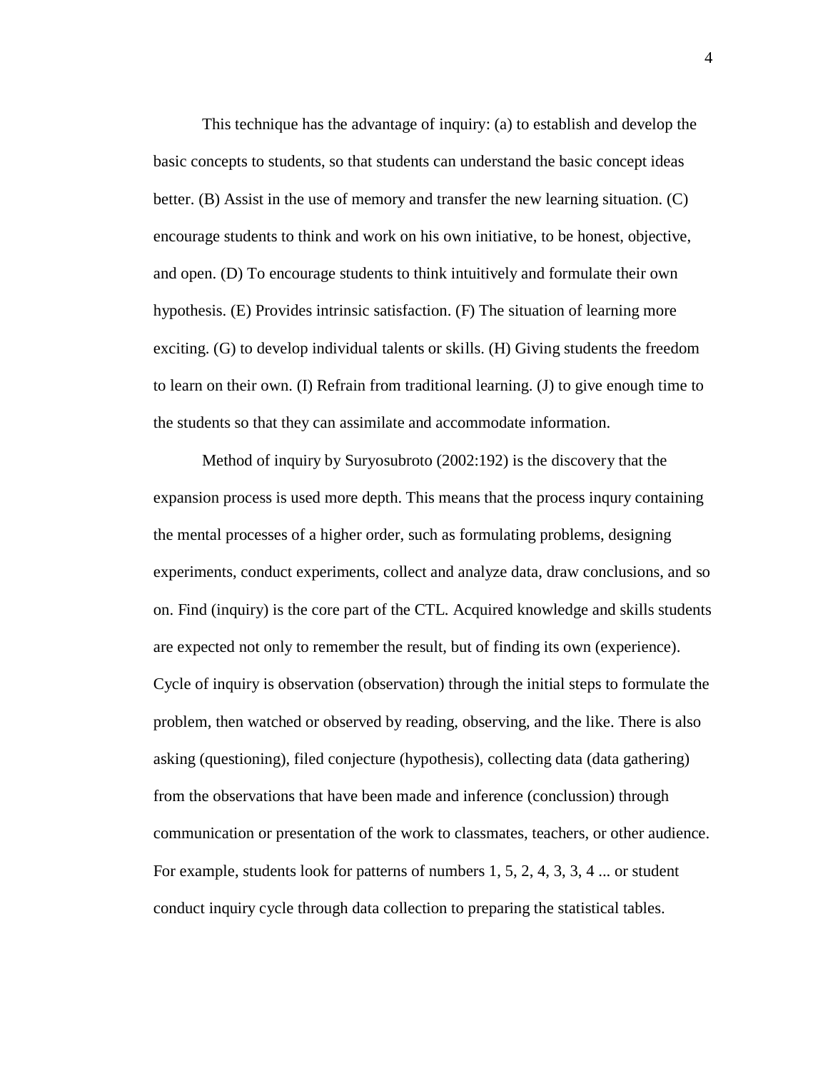This technique has the advantage of inquiry: (a) to establish and develop the basic concepts to students, so that students can understand the basic concept ideas better. (B) Assist in the use of memory and transfer the new learning situation. (C) encourage students to think and work on his own initiative, to be honest, objective, and open. (D) To encourage students to think intuitively and formulate their own hypothesis. (E) Provides intrinsic satisfaction. (F) The situation of learning more exciting. (G) to develop individual talents or skills. (H) Giving students the freedom to learn on their own. (I) Refrain from traditional learning. (J) to give enough time to the students so that they can assimilate and accommodate information.

Method of inquiry by Suryosubroto (2002:192) is the discovery that the expansion process is used more depth. This means that the process inqury containing the mental processes of a higher order, such as formulating problems, designing experiments, conduct experiments, collect and analyze data, draw conclusions, and so on. Find (inquiry) is the core part of the CTL. Acquired knowledge and skills students are expected not only to remember the result, but of finding its own (experience). Cycle of inquiry is observation (observation) through the initial steps to formulate the problem, then watched or observed by reading, observing, and the like. There is also asking (questioning), filed conjecture (hypothesis), collecting data (data gathering) from the observations that have been made and inference (conclussion) through communication or presentation of the work to classmates, teachers, or other audience. For example, students look for patterns of numbers 1, 5, 2, 4, 3, 3, 4 ... or student conduct inquiry cycle through data collection to preparing the statistical tables.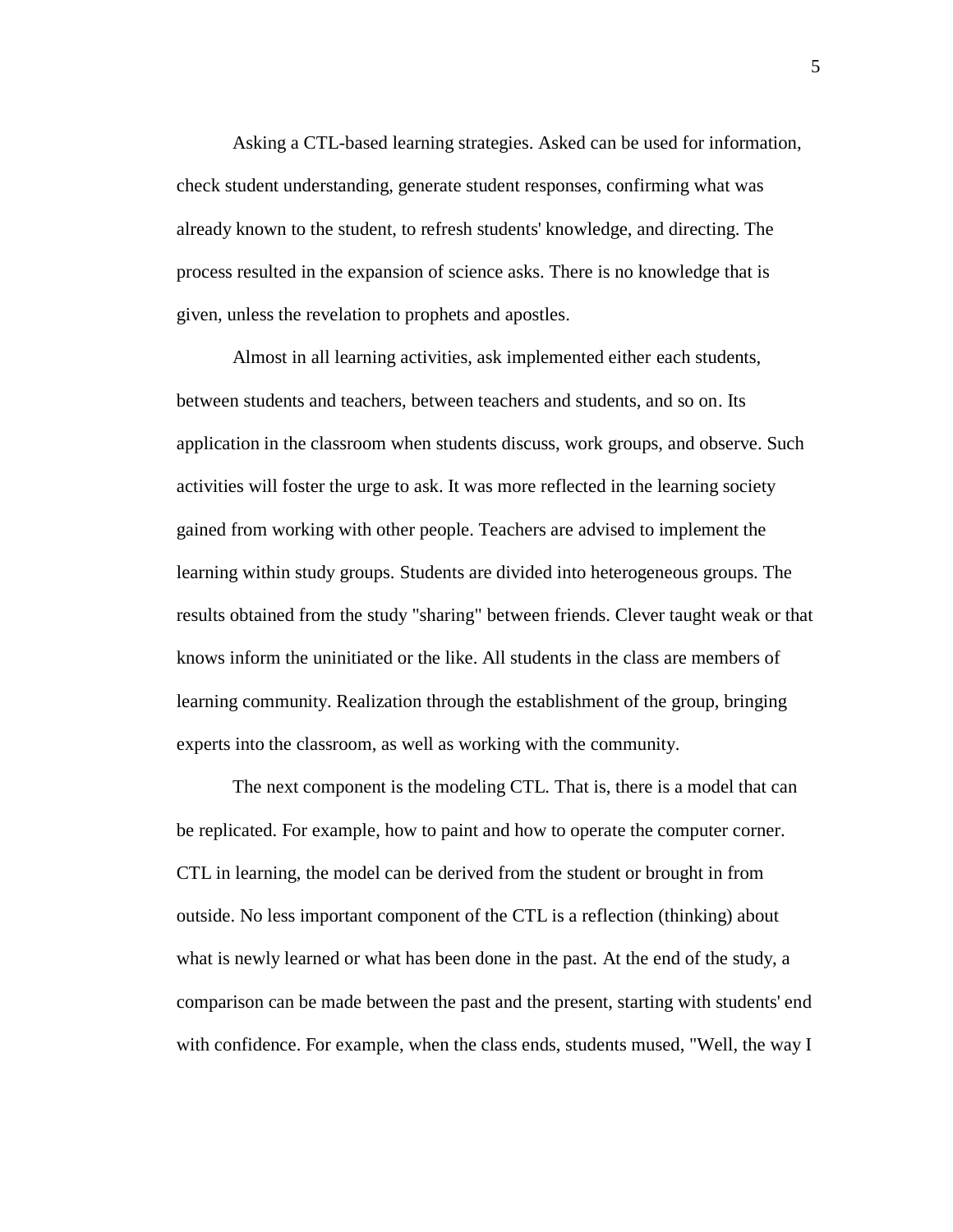Asking a CTL-based learning strategies. Asked can be used for information, check student understanding, generate student responses, confirming what was already known to the student, to refresh students' knowledge, and directing. The process resulted in the expansion of science asks. There is no knowledge that is given, unless the revelation to prophets and apostles.

Almost in all learning activities, ask implemented either each students, between students and teachers, between teachers and students, and so on. Its application in the classroom when students discuss, work groups, and observe. Such activities will foster the urge to ask. It was more reflected in the learning society gained from working with other people. Teachers are advised to implement the learning within study groups. Students are divided into heterogeneous groups. The results obtained from the study "sharing" between friends. Clever taught weak or that knows inform the uninitiated or the like. All students in the class are members of learning community. Realization through the establishment of the group, bringing experts into the classroom, as well as working with the community.

The next component is the modeling CTL. That is, there is a model that can be replicated. For example, how to paint and how to operate the computer corner. CTL in learning, the model can be derived from the student or brought in from outside. No less important component of the CTL is a reflection (thinking) about what is newly learned or what has been done in the past. At the end of the study, a comparison can be made between the past and the present, starting with students' end with confidence. For example, when the class ends, students mused, "Well, the way I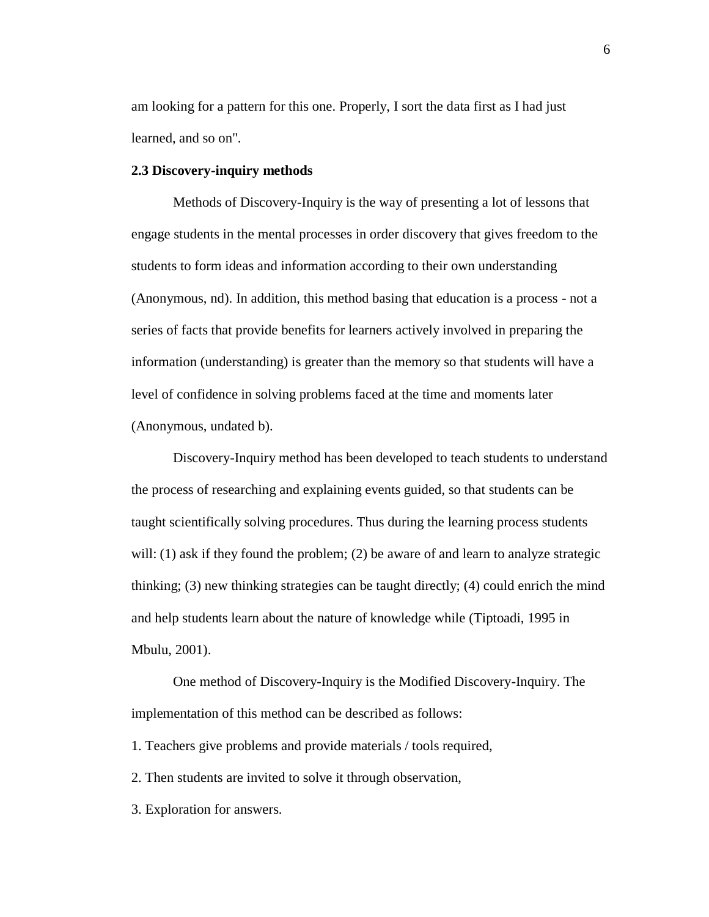am looking for a pattern for this one. Properly, I sort the data first as I had just learned, and so on".

### 2.3 Discovery-inquiry methods

Methods of Discovery-Inquiry is the way of presenting a lot of lessons that engage students in the mental processes in order discovery that gives freedom to the students to form ideas and information according to their own understanding (Anonymous, nd). In addition, this method basing that education is a process - not a series of facts that provide benefits for learners actively involved in preparing the information (understanding) is greater than the memory so that students will have a level of confidence in solving problems faced at the time and moments later (Anonymous, undated b).

Discovery-Inquiry method has been developed to teach students to understand the process of researching and explaining events guided, so that students can be taught scientifically solving procedures. Thus during the learning process students will: (1) ask if they found the problem; (2) be aware of and learn to analyze strategic thinking; (3) new thinking strategies can be taught directly; (4) could enrich the mind and help students learn about the nature of knowledge while (Tiptoadi, 1995 in Mbulu, 2001).

One method of Discovery-Inquiry is the Modified Discovery-Inquiry. The implementation of this method can be described as follows:

1. Teachers give problems and provide materials / tools required,
2. Then students are invited to solve it through observation,
3. Exploration for answers.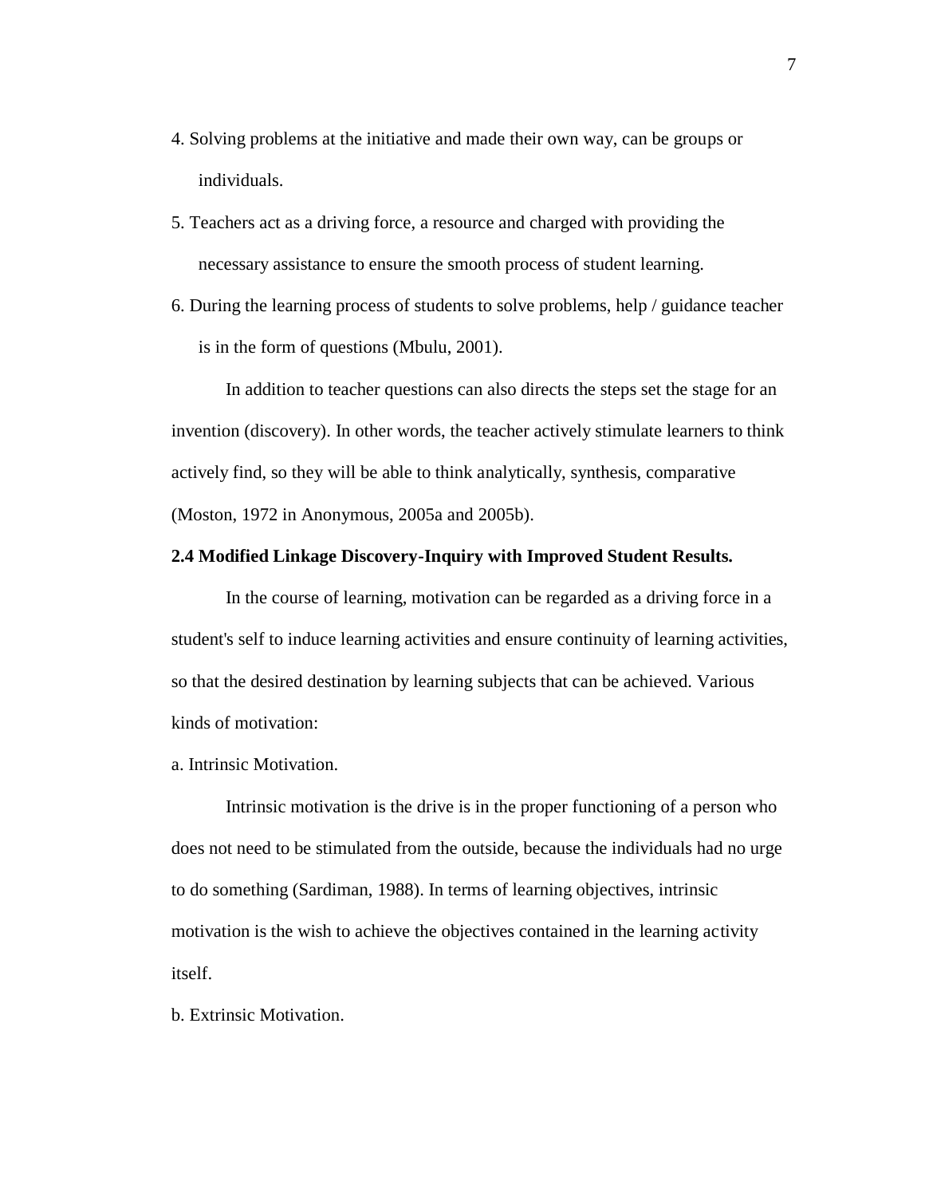4. Solving problems at the initiative and made their own way, can be groups or individuals.
5. Teachers act as a driving force, a resource and charged with providing the necessary assistance to ensure the smooth process of student learning.
6. During the learning process of students to solve problems, help / guidance teacher is in the form of questions (Mbulu, 2001).

In addition to teacher questions can also directs the steps set the stage for an invention (discovery). In other words, the teacher actively stimulate learners to think actively find, so they will be able to think analytically, synthesis, comparative (Moston, 1972 in Anonymous, 2005a and 2005b).

**2.4 Modified Linkage Discovery-Inquiry with Improved Student Results.**

In the course of learning, motivation can be regarded as a driving force in a student's self to induce learning activities and ensure continuity of learning activities, so that the desired destination by learning subjects that can be achieved. Various kinds of motivation:

a. Intrinsic Motivation.

Intrinsic motivation is the drive is in the proper functioning of a person who does not need to be stimulated from the outside, because the individuals had no urge to do something (Sardiman, 1988). In terms of learning objectives, intrinsic motivation is the wish to achieve the objectives contained in the learning activity itself.

b. Extrinsic Motivation.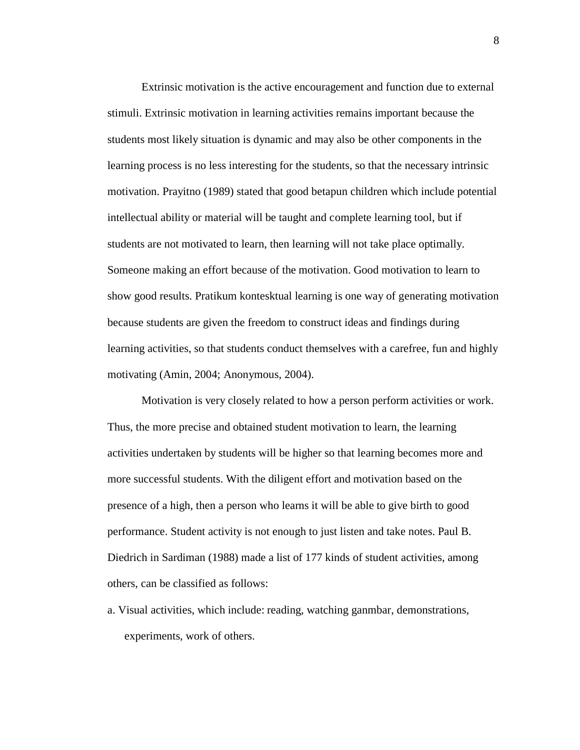Extrinsic motivation is the active encouragement and function due to external stimuli. Extrinsic motivation in learning activities remains important because the students most likely situation is dynamic and may also be other components in the learning process is no less interesting for the students, so that the necessary intrinsic motivation. Prayitno (1989) stated that good betapun children which include potential intellectual ability or material will be taught and complete learning tool, but if students are not motivated to learn, then learning will not take place optimally. Someone making an effort because of the motivation. Good motivation to learn to show good results. Pratikum kontesktual learning is one way of generating motivation because students are given the freedom to construct ideas and findings during learning activities, so that students conduct themselves with a carefree, fun and highly motivating (Amin, 2004; Anonymous, 2004).

Motivation is very closely related to how a person perform activities or work. Thus, the more precise and obtained student motivation to learn, the learning activities undertaken by students will be higher so that learning becomes more and more successful students. With the diligent effort and motivation based on the presence of a high, then a person who learns it will be able to give birth to good performance. Student activity is not enough to just listen and take notes. Paul B. Diedrich in Sardiman (1988) made a list of 177 kinds of student activities, among others, can be classified as follows:

a. Visual activities, which include: reading, watching ganmbar, demonstrations, experiments, work of others.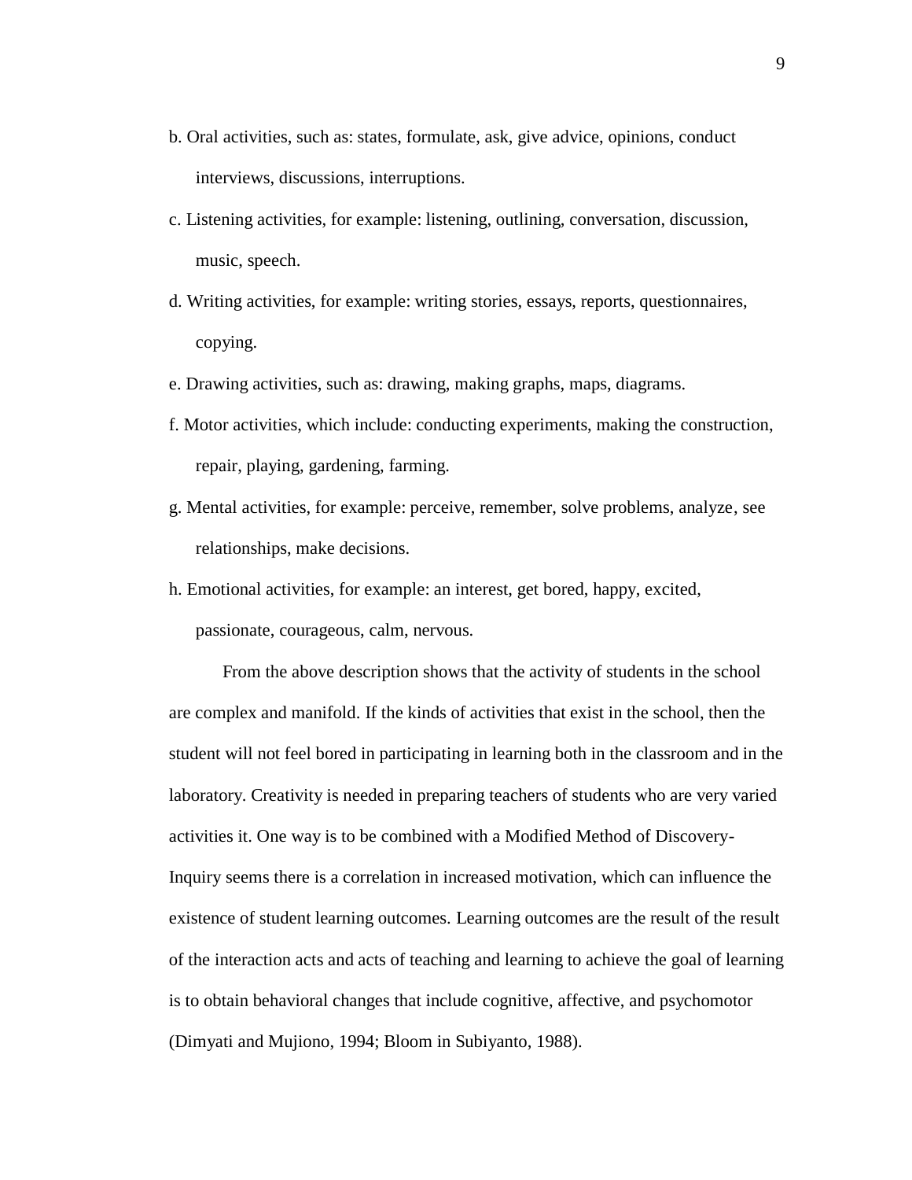b. Oral activities, such as: states, formulate, ask, give advice, opinions, conduct interviews, discussions, interruptions.

c. Listening activities, for example: listening, outlining, conversation, discussion, music, speech.

d. Writing activities, for example: writing stories, essays, reports, questionnaires, copying.

e. Drawing activities, such as: drawing, making graphs, maps, diagrams.

f. Motor activities, which include: conducting experiments, making the construction, repair, playing, gardening, farming.

g. Mental activities, for example: perceive, remember, solve problems, analyze, see relationships, make decisions.

h. Emotional activities, for example: an interest, get bored, happy, excited, passionate, courageous, calm, nervous.

From the above description shows that the activity of students in the school are complex and manifold. If the kinds of activities that exist in the school, then the student will not feel bored in participating in learning both in the classroom and in the laboratory. Creativity is needed in preparing teachers of students who are very varied activities it. One way is to be combined with a Modified Method of Discovery-Inquiry seems there is a correlation in increased motivation, which can influence the existence of student learning outcomes. Learning outcomes are the result of the result of the interaction acts and acts of teaching and learning to achieve the goal of learning is to obtain behavioral changes that include cognitive, affective, and psychomotor (Dimyati and Mujiono, 1994; Bloom in Subiyanto, 1988).